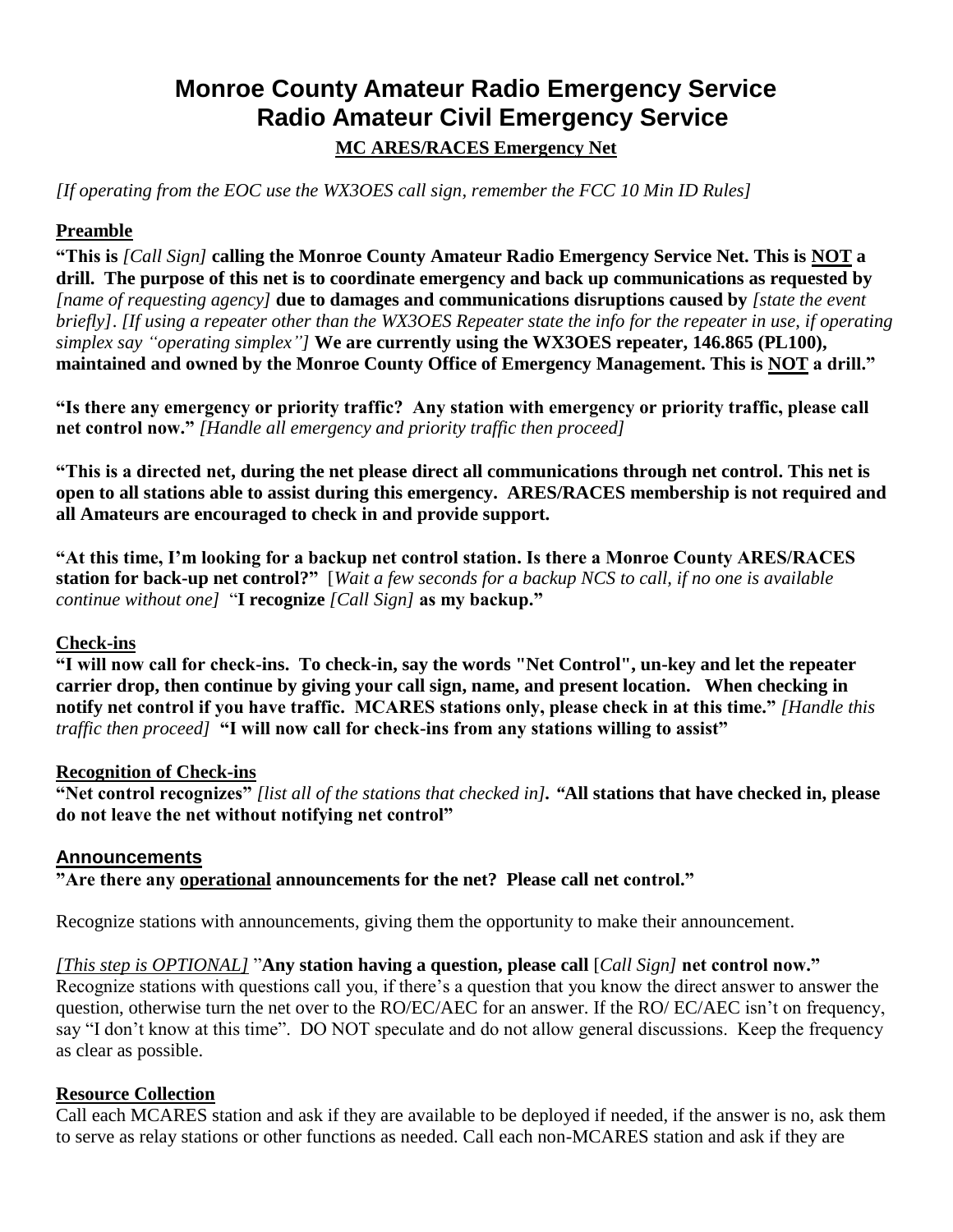# Monroe County Amateur Radio Emergency Service
# Radio Amateur Civil Emergency Service

**MC ARES/RACES Emergency Net**

*[If operating from the EOC use the WX3OES call sign, remember the FCC 10 Min ID Rules]*

## Preamble

**"This is** *[Call Sign]* **calling the Monroe County Amateur Radio Emergency Service Net. This is NOT a drill. The purpose of this net is to coordinate emergency and back up communications as requested by** *[name of requesting agency]* **due to damages and communications disruptions caused by** *[state the event briefly]*. *[If using a repeater other than the WX3OES Repeater state the info for the repeater in use, if operating simplex say "operating simplex"]* **We are currently using the WX3OES repeater, 146.865 (PL100), maintained and owned by the Monroe County Office of Emergency Management. This is NOT a drill."**

**"Is there any emergency or priority traffic? Any station with emergency or priority traffic, please call net control now."** *[Handle all emergency and priority traffic then proceed]*

**"This is a directed net, during the net please direct all communications through net control. This net is open to all stations able to assist during this emergency. ARES/RACES membership is not required and all Amateurs are encouraged to check in and provide support.**

**"At this time, I'm looking for a backup net control station. Is there a Monroe County ARES/RACES station for back-up net control?"** [*Wait a few seconds for a backup NCS to call, if no one is available continue without one]* "**I recognize** *[Call Sign]* **as my backup."**

## Check-ins

**"I will now call for check-ins. To check-in, say the words "Net Control", un-key and let the repeater carrier drop, then continue by giving your call sign, name, and present location. When checking in notify net control if you have traffic. MCARES stations only, please check in at this time."** *[Handle this traffic then proceed]* **"I will now call for check-ins from any stations willing to assist"**

## Recognition of Check-ins

**"Net control recognizes"** *[list all of the stations that checked in]***. "All stations that have checked in, please do not leave the net without notifying net control"**

## Announcements

**"Are there any operational announcements for the net? Please call net control."**

Recognize stations with announcements, giving them the opportunity to make their announcement.

*[This step is OPTIONAL]* "**Any station having a question, please call** [*Call Sign]* **net control now."**
Recognize stations with questions call you, if there's a question that you know the direct answer to answer the question, otherwise turn the net over to the RO/EC/AEC for an answer. If the RO/ EC/AEC isn't on frequency, say "I don't know at this time". DO NOT speculate and do not allow general discussions. Keep the frequency as clear as possible.

## Resource Collection

Call each MCARES station and ask if they are available to be deployed if needed, if the answer is no, ask them to serve as relay stations or other functions as needed. Call each non-MCARES station and ask if they are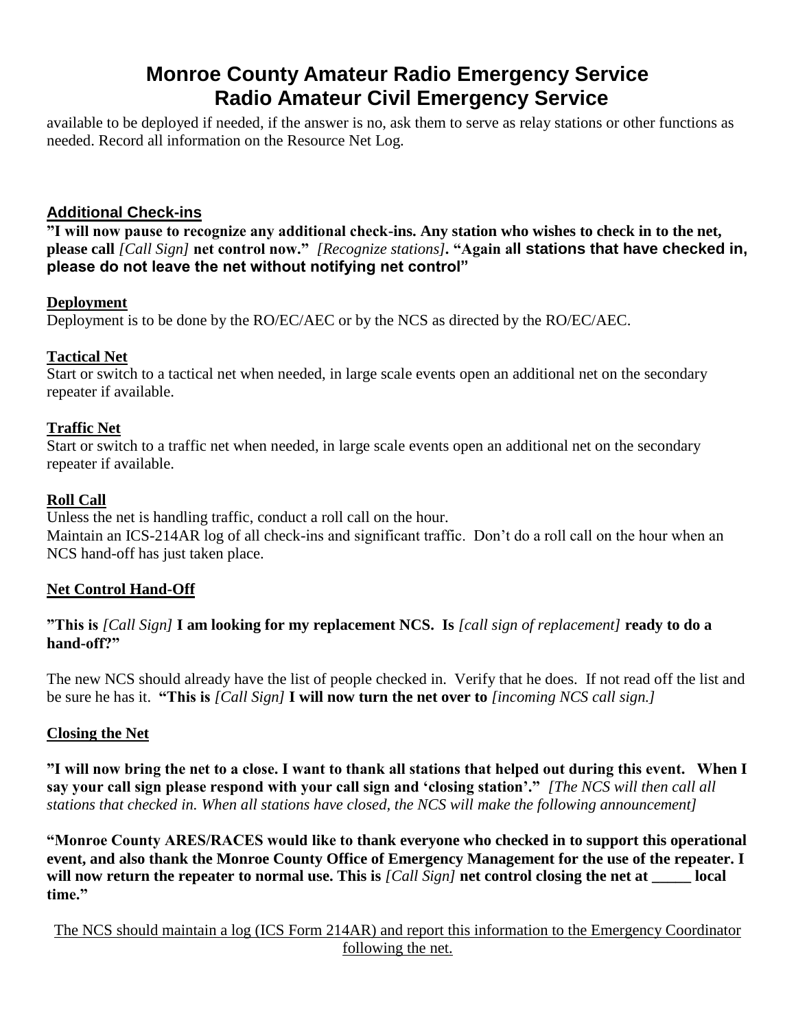available to be deployed if needed, if the answer is no, ask them to serve as relay stations or other functions as needed. Record all information on the Resource Net Log.

## Additional Check-ins

**"I will now pause to recognize any additional check-ins. Any station who wishes to check in to the net, please call** *[Call Sign]* **net control now."** *[Recognize stations]*. **"Again all stations that have checked in, please do not leave the net without notifying net control"**

## Deployment

Deployment is to be done by the RO/EC/AEC or by the NCS as directed by the RO/EC/AEC.

## Tactical Net

Start or switch to a tactical net when needed, in large scale events open an additional net on the secondary repeater if available.

## Traffic Net

Start or switch to a traffic net when needed, in large scale events open an additional net on the secondary repeater if available.

## Roll Call

Unless the net is handling traffic, conduct a roll call on the hour.
Maintain an ICS-214AR log of all check-ins and significant traffic. Don't do a roll call on the hour when an NCS hand-off has just taken place.

## Net Control Hand-Off

**"This is** *[Call Sign]* **I am looking for my replacement NCS. Is** *[call sign of replacement]* **ready to do a hand-off?"**

The new NCS should already have the list of people checked in. Verify that he does. If not read off the list and be sure he has it. **"This is** *[Call Sign]* **I will now turn the net over to** *[incoming NCS call sign.]*

## Closing the Net

**"I will now bring the net to a close. I want to thank all stations that helped out during this event. When I say your call sign please respond with your call sign and 'closing station'."** *[The NCS will then call all stations that checked in. When all stations have closed, the NCS will make the following announcement]*

**"Monroe County ARES/RACES would like to thank everyone who checked in to support this operational event, and also thank the Monroe County Office of Emergency Management for the use of the repeater. I will now return the repeater to normal use. This is** *[Call Sign]* **net control closing the net at _____ local time."**

The NCS should maintain a log (ICS Form 214AR) and report this information to the Emergency Coordinator following the net.